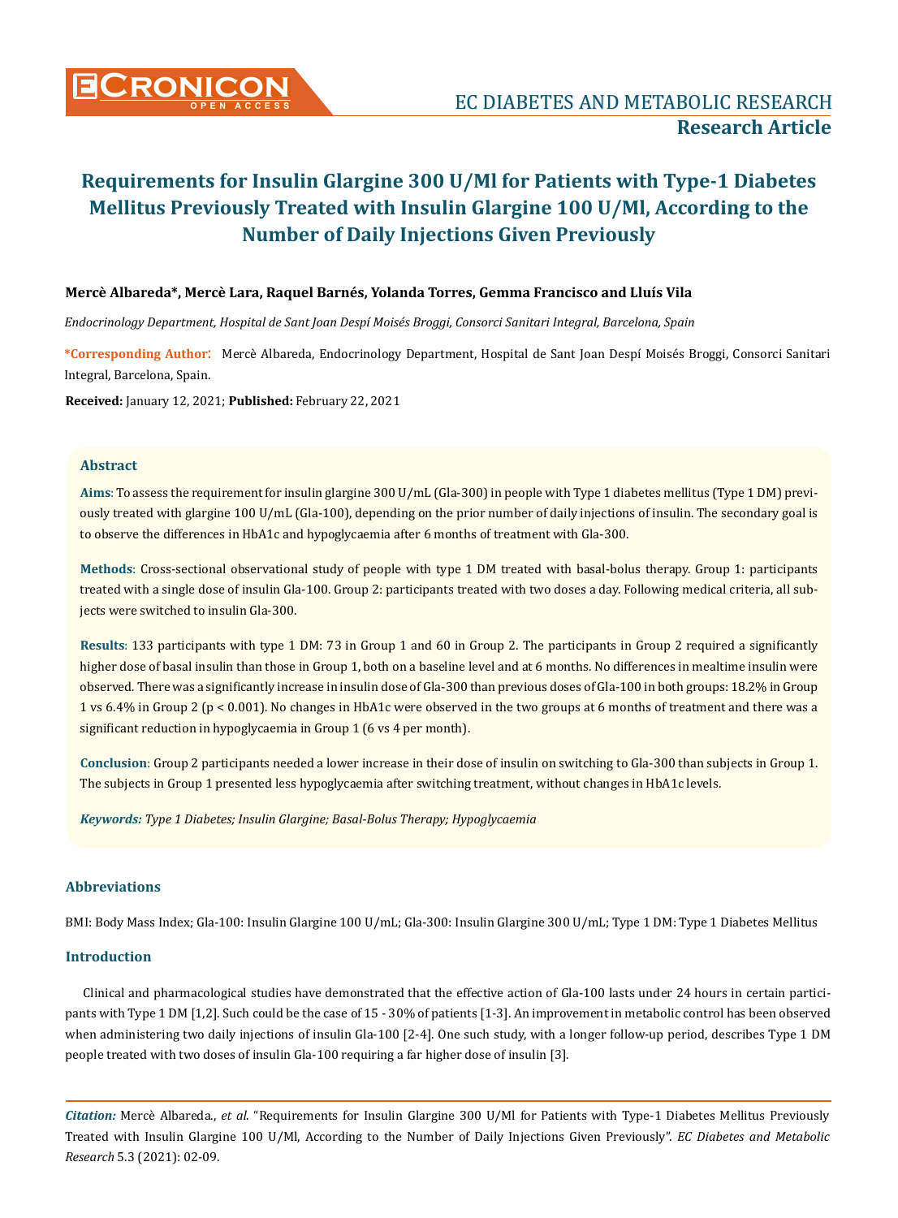EC DIABETES AND METABOLIC RESEARCH

**Research Article**

# Requirements for Insulin Glargine 300 U/Ml for Patients with Type-1 Diabetes Mellitus Previously Treated with Insulin Glargine 100 U/Ml, According to the Number of Daily Injections Given Previously

**Mercè Albareda\*, Mercè Lara, Raquel Barnés, Yolanda Torres, Gemma Francisco and Lluís Vila**

*Endocrinology Department, Hospital de Sant Joan Despí Moisés Broggi, Consorci Sanitari Integral, Barcelona, Spain*

**\*Corresponding Author**: Mercè Albareda, Endocrinology Department, Hospital de Sant Joan Despí Moisés Broggi, Consorci Sanitari Integral, Barcelona, Spain.

**Received:** January 12, 2021; **Published:** February 22, 2021

## Abstract

**Aims**: To assess the requirement for insulin glargine 300 U/mL (Gla-300) in people with Type 1 diabetes mellitus (Type 1 DM) previously treated with glargine 100 U/mL (Gla-100), depending on the prior number of daily injections of insulin. The secondary goal is to observe the differences in HbA1c and hypoglycaemia after 6 months of treatment with Gla-300.

**Methods**: Cross-sectional observational study of people with type 1 DM treated with basal-bolus therapy. Group 1: participants treated with a single dose of insulin Gla-100. Group 2: participants treated with two doses a day. Following medical criteria, all subjects were switched to insulin Gla-300.

**Results**: 133 participants with type 1 DM: 73 in Group 1 and 60 in Group 2. The participants in Group 2 required a significantly higher dose of basal insulin than those in Group 1, both on a baseline level and at 6 months. No differences in mealtime insulin were observed. There was a significantly increase in insulin dose of Gla-300 than previous doses of Gla-100 in both groups: 18.2% in Group 1 vs 6.4% in Group 2 ($p < 0.001$). No changes in HbA1c were observed in the two groups at 6 months of treatment and there was a significant reduction in hypoglycaemia in Group 1 (6 vs 4 per month).

**Conclusion**: Group 2 participants needed a lower increase in their dose of insulin on switching to Gla-300 than subjects in Group 1. The subjects in Group 1 presented less hypoglycaemia after switching treatment, without changes in HbA1c levels.

***Keywords:*** *Type 1 Diabetes; Insulin Glargine; Basal-Bolus Therapy; Hypoglycaemia*

## Abbreviations

BMI: Body Mass Index; Gla-100: Insulin Glargine 100 U/mL; Gla-300: Insulin Glargine 300 U/mL; Type 1 DM: Type 1 Diabetes Mellitus

## Introduction

Clinical and pharmacological studies have demonstrated that the effective action of Gla-100 lasts under 24 hours in certain participants with Type 1 DM [1,2]. Such could be the case of 15 - 30% of patients [1-3]. An improvement in metabolic control has been observed when administering two daily injections of insulin Gla-100 [2-4]. One such study, with a longer follow-up period, describes Type 1 DM people treated with two doses of insulin Gla-100 requiring a far higher dose of insulin [3].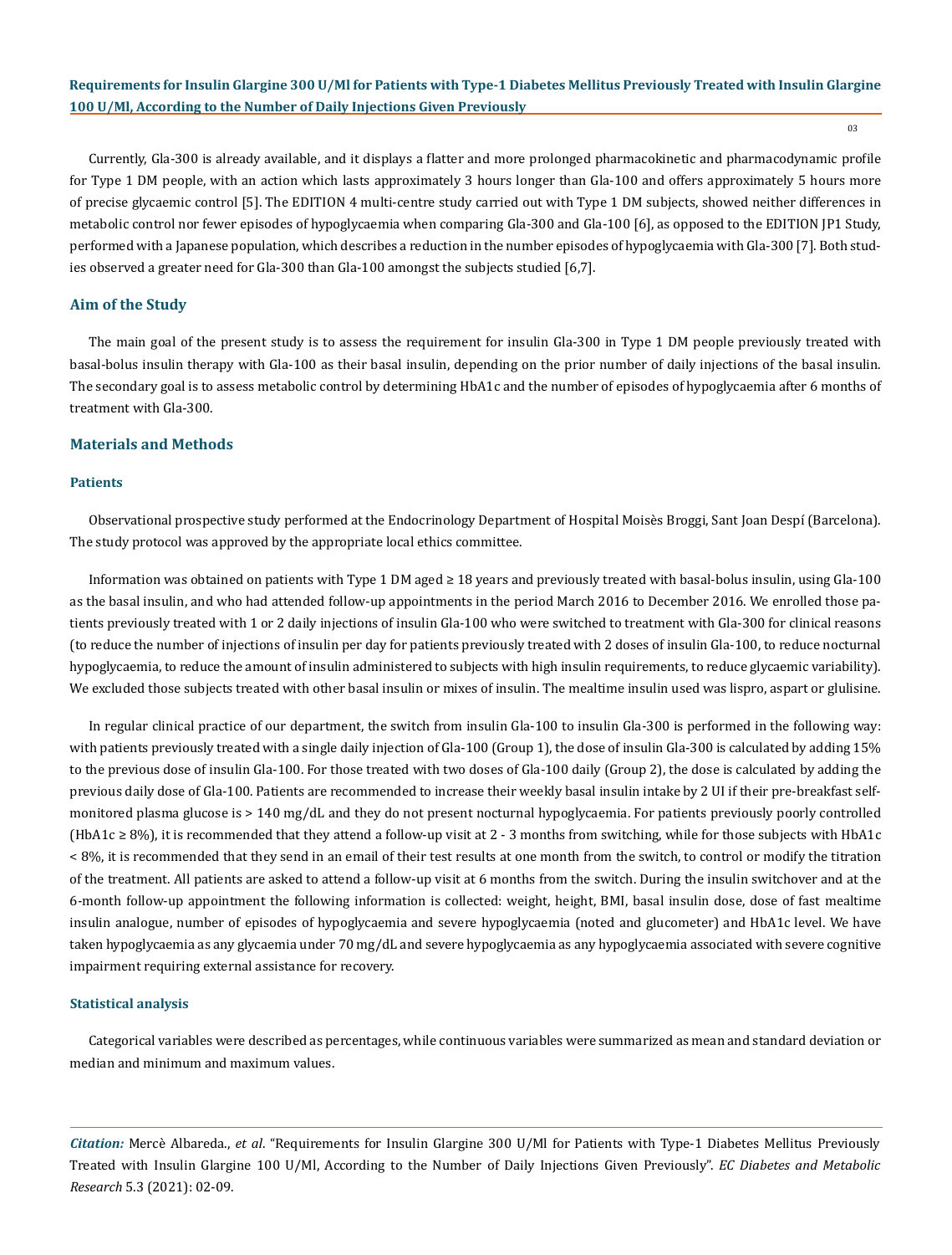Currently, Gla-300 is already available, and it displays a flatter and more prolonged pharmacokinetic and pharmacodynamic profile for Type 1 DM people, with an action which lasts approximately 3 hours longer than Gla-100 and offers approximately 5 hours more of precise glycaemic control [5]. The EDITION 4 multi-centre study carried out with Type 1 DM subjects, showed neither differences in metabolic control nor fewer episodes of hypoglycaemia when comparing Gla-300 and Gla-100 [6], as opposed to the EDITION JP1 Study, performed with a Japanese population, which describes a reduction in the number episodes of hypoglycaemia with Gla-300 [7]. Both studies observed a greater need for Gla-300 than Gla-100 amongst the subjects studied [6,7].

## Aim of the Study

The main goal of the present study is to assess the requirement for insulin Gla-300 in Type 1 DM people previously treated with basal-bolus insulin therapy with Gla-100 as their basal insulin, depending on the prior number of daily injections of the basal insulin. The secondary goal is to assess metabolic control by determining HbA1c and the number of episodes of hypoglycaemia after 6 months of treatment with Gla-300.

## Materials and Methods

### Patients

Observational prospective study performed at the Endocrinology Department of Hospital Moisès Broggi, Sant Joan Despí (Barcelona). The study protocol was approved by the appropriate local ethics committee.

Information was obtained on patients with Type 1 DM aged ≥ 18 years and previously treated with basal-bolus insulin, using Gla-100 as the basal insulin, and who had attended follow-up appointments in the period March 2016 to December 2016. We enrolled those patients previously treated with 1 or 2 daily injections of insulin Gla-100 who were switched to treatment with Gla-300 for clinical reasons (to reduce the number of injections of insulin per day for patients previously treated with 2 doses of insulin Gla-100, to reduce nocturnal hypoglycaemia, to reduce the amount of insulin administered to subjects with high insulin requirements, to reduce glycaemic variability). We excluded those subjects treated with other basal insulin or mixes of insulin. The mealtime insulin used was lispro, aspart or glulisine.

In regular clinical practice of our department, the switch from insulin Gla-100 to insulin Gla-300 is performed in the following way: with patients previously treated with a single daily injection of Gla-100 (Group 1), the dose of insulin Gla-300 is calculated by adding 15% to the previous dose of insulin Gla-100. For those treated with two doses of Gla-100 daily (Group 2), the dose is calculated by adding the previous daily dose of Gla-100. Patients are recommended to increase their weekly basal insulin intake by 2 UI if their pre-breakfast self-monitored plasma glucose is > 140 mg/dL and they do not present nocturnal hypoglycaemia. For patients previously poorly controlled (HbA1c ≥ 8%), it is recommended that they attend a follow-up visit at 2 - 3 months from switching, while for those subjects with HbA1c < 8%, it is recommended that they send in an email of their test results at one month from the switch, to control or modify the titration of the treatment. All patients are asked to attend a follow-up visit at 6 months from the switch. During the insulin switchover and at the 6-month follow-up appointment the following information is collected: weight, height, BMI, basal insulin dose, dose of fast mealtime insulin analogue, number of episodes of hypoglycaemia and severe hypoglycaemia (noted and glucometer) and HbA1c level. We have taken hypoglycaemia as any glycaemia under 70 mg/dL and severe hypoglycaemia as any hypoglycaemia associated with severe cognitive impairment requiring external assistance for recovery.

### Statistical analysis

Categorical variables were described as percentages, while continuous variables were summarized as mean and standard deviation or median and minimum and maximum values.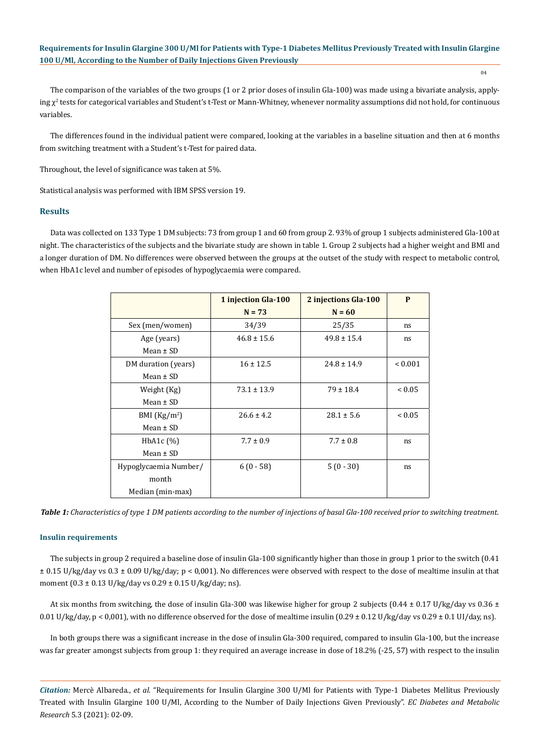The comparison of the variables of the two groups (1 or 2 prior doses of insulin Gla-100) was made using a bivariate analysis, applying $\chi^2$ tests for categorical variables and Student's t-Test or Mann-Whitney, whenever normality assumptions did not hold, for continuous variables.

The differences found in the individual patient were compared, looking at the variables in a baseline situation and then at 6 months from switching treatment with a Student's t-Test for paired data.

Throughout, the level of significance was taken at 5%.

Statistical analysis was performed with IBM SPSS version 19.

## Results

Data was collected on 133 Type 1 DM subjects: 73 from group 1 and 60 from group 2. 93% of group 1 subjects administered Gla-100 at night. The characteristics of the subjects and the bivariate study are shown in table 1. Group 2 subjects had a higher weight and BMI and a longer duration of DM. No differences were observed between the groups at the outset of the study with respect to metabolic control, when HbA1c level and number of episodes of hypoglycaemia were compared.

| | 1 injection Gla-100 N = 73 | 2 injections Gla-100 N = 60 | P |
|---|---|---|---|
| Sex (men/women) | 34/39 | 25/35 | ns |
| Age (years) Mean ± SD | 46.8 ± 15.6 | 49.8 ± 15.4 | ns |
| DM duration (years) Mean ± SD | 16 ± 12.5 | 24.8 ± 14.9 | < 0.001 |
| Weight (Kg) Mean ± SD | 73.1 ± 13.9 | 79 ± 18.4 | < 0.05 |
| BMI (Kg/m$^2$) Mean ± SD | 26.6 ± 4.2 | 28.1 ± 5.6 | < 0.05 |
| HbA1c (%) Mean ± SD | 7.7 ± 0.9 | 7.7 ± 0.8 | ns |
| Hypoglycaemia Number/ month Median (min-max) | 6 (0 - 58) | 5 (0 - 30) | ns |

***Table 1:*** *Characteristics of type 1 DM patients according to the number of injections of basal Gla-100 received prior to switching treatment.*

### Insulin requirements

The subjects in group 2 required a baseline dose of insulin Gla-100 significantly higher than those in group 1 prior to the switch (0.41 ± 0.15 U/kg/day vs 0.3 ± 0.09 U/kg/day; p < 0,001). No differences were observed with respect to the dose of mealtime insulin at that moment (0.3 ± 0.13 U/kg/day vs 0.29 ± 0.15 U/kg/day; ns).

At six months from switching, the dose of insulin Gla-300 was likewise higher for group 2 subjects (0.44 ± 0.17 U/kg/day vs 0.36 ± 0.01 U/kg/day, p < 0,001), with no difference observed for the dose of mealtime insulin (0.29 ± 0.12 U/kg/day vs 0.29 ± 0.1 UI/day, ns).

In both groups there was a significant increase in the dose of insulin Gla-300 required, compared to insulin Gla-100, but the increase was far greater amongst subjects from group 1: they required an average increase in dose of 18.2% (-25, 57) with respect to the insulin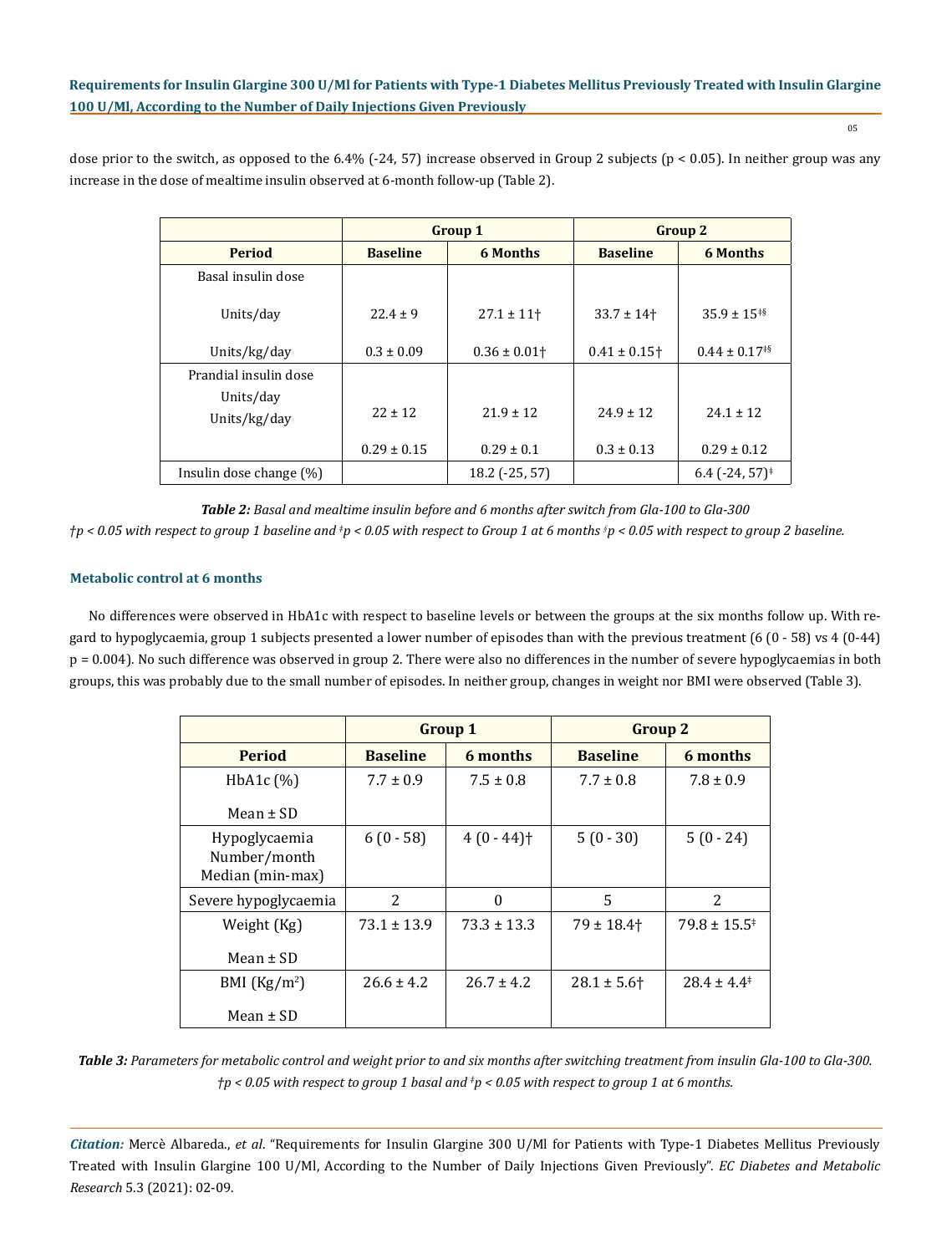dose prior to the switch, as opposed to the 6.4% (-24, 57) increase observed in Group 2 subjects ($p < 0.05$). In neither group was any increase in the dose of mealtime insulin observed at 6-month follow-up (Table 2).

| | Group 1 | | Group 2 | |
|---|---|---|---|---|
| **Period** | **Baseline** | **6 Months** | **Baseline** | **6 Months** |
| Basal insulin dose | | | | |
| Units/day | 22.4 ± 9 | 27.1 ± 11† | 33.7 ± 14† | 35.9 ± 15‡§ |
| Units/kg/day | 0.3 ± 0.09 | 0.36 ± 0.01† | 0.41 ± 0.15† | 0.44 ± 0.17‡§ |
| Prandial insulin dose | | | | |
| Units/day | 22 ± 12 | 21.9 ± 12 | 24.9 ± 12 | 24.1 ± 12 |
| Units/kg/day | 0.29 ± 0.15 | 0.29 ± 0.1 | 0.3 ± 0.13 | 0.29 ± 0.12 |
| Insulin dose change (%) | | 18.2 (-25, 57) | | 6.4 (-24, 57)‡ |

***Table 2:*** *Basal and mealtime insulin before and 6 months after switch from Gla-100 to Gla-300*

*†p < 0.05 with respect to group 1 baseline and ‡p < 0.05 with respect to Group 1 at 6 months §p < 0.05 with respect to group 2 baseline.*

### Metabolic control at 6 months

No differences were observed in HbA1c with respect to baseline levels or between the groups at the six months follow up. With regard to hypoglycaemia, group 1 subjects presented a lower number of episodes than with the previous treatment (6 (0 - 58) vs 4 (0-44) $p = 0.004$). No such difference was observed in group 2. There were also no differences in the number of severe hypoglycaemias in both groups, this was probably due to the small number of episodes. In neither group, changes in weight nor BMI were observed (Table 3).

| | Group 1 | | Group 2 | |
|---|---|---|---|---|
| **Period** | **Baseline** | **6 months** | **Baseline** | **6 months** |
| HbA1c (%) Mean ± SD | 7.7 ± 0.9 | 7.5 ± 0.8 | 7.7 ± 0.8 | 7.8 ± 0.9 |
| Hypoglycaemia Number/month Median (min-max) | 6 (0 - 58) | 4 (0 - 44)† | 5 (0 - 30) | 5 (0 - 24) |
| Severe hypoglycaemia | 2 | 0 | 5 | 2 |
| Weight (Kg) Mean ± SD | 73.1 ± 13.9 | 73.3 ± 13.3 | 79 ± 18.4† | 79.8 ± 15.5‡ |
| BMI (Kg/m$^2$) Mean ± SD | 26.6 ± 4.2 | 26.7 ± 4.2 | 28.1 ± 5.6† | 28.4 ± 4.4‡ |

***Table 3:*** *Parameters for metabolic control and weight prior to and six months after switching treatment from insulin Gla-100 to Gla-300.*
*†p < 0.05 with respect to group 1 basal and ‡p < 0.05 with respect to group 1 at 6 months.*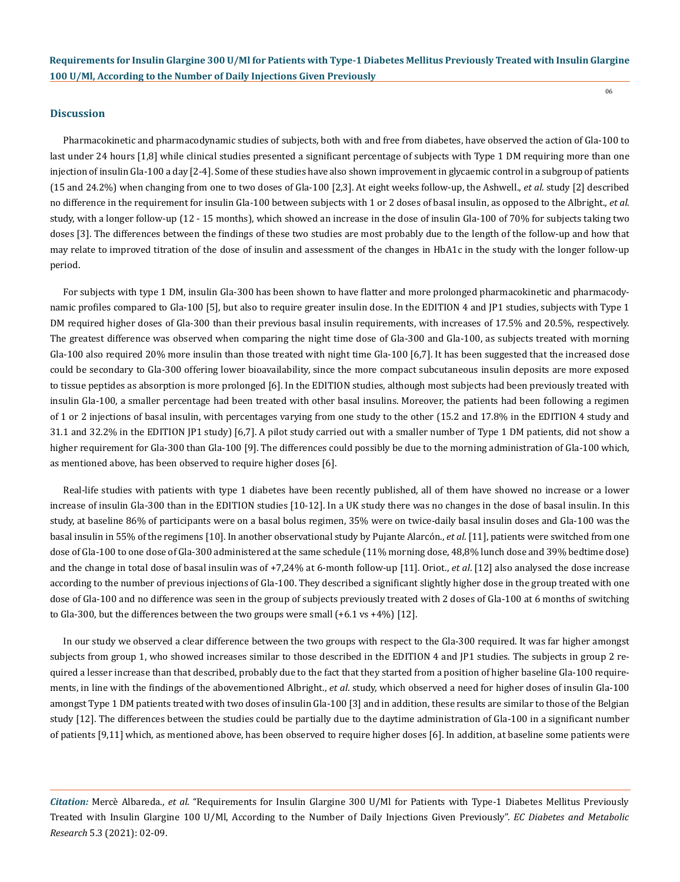## Discussion

Pharmacokinetic and pharmacodynamic studies of subjects, both with and free from diabetes, have observed the action of Gla-100 to last under 24 hours [1,8] while clinical studies presented a significant percentage of subjects with Type 1 DM requiring more than one injection of insulin Gla-100 a day [2-4]. Some of these studies have also shown improvement in glycaemic control in a subgroup of patients (15 and 24.2%) when changing from one to two doses of Gla-100 [2,3]. At eight weeks follow-up, the Ashwell., *et al*. study [2] described no difference in the requirement for insulin Gla-100 between subjects with 1 or 2 doses of basal insulin, as opposed to the Albright., *et al*. study, with a longer follow-up (12 - 15 months), which showed an increase in the dose of insulin Gla-100 of 70% for subjects taking two doses [3]. The differences between the findings of these two studies are most probably due to the length of the follow-up and how that may relate to improved titration of the dose of insulin and assessment of the changes in HbA1c in the study with the longer follow-up period.

For subjects with type 1 DM, insulin Gla-300 has been shown to have flatter and more prolonged pharmacokinetic and pharmacodynamic profiles compared to Gla-100 [5], but also to require greater insulin dose. In the EDITION 4 and JP1 studies, subjects with Type 1 DM required higher doses of Gla-300 than their previous basal insulin requirements, with increases of 17.5% and 20.5%, respectively. The greatest difference was observed when comparing the night time dose of Gla-300 and Gla-100, as subjects treated with morning Gla-100 also required 20% more insulin than those treated with night time Gla-100 [6,7]. It has been suggested that the increased dose could be secondary to Gla-300 offering lower bioavailability, since the more compact subcutaneous insulin deposits are more exposed to tissue peptides as absorption is more prolonged [6]. In the EDITION studies, although most subjects had been previously treated with insulin Gla-100, a smaller percentage had been treated with other basal insulins. Moreover, the patients had been following a regimen of 1 or 2 injections of basal insulin, with percentages varying from one study to the other (15.2 and 17.8% in the EDITION 4 study and 31.1 and 32.2% in the EDITION JP1 study) [6,7]. A pilot study carried out with a smaller number of Type 1 DM patients, did not show a higher requirement for Gla-300 than Gla-100 [9]. The differences could possibly be due to the morning administration of Gla-100 which, as mentioned above, has been observed to require higher doses [6].

Real-life studies with patients with type 1 diabetes have been recently published, all of them have showed no increase or a lower increase of insulin Gla-300 than in the EDITION studies [10-12]. In a UK study there was no changes in the dose of basal insulin. In this study, at baseline 86% of participants were on a basal bolus regimen, 35% were on twice-daily basal insulin doses and Gla-100 was the basal insulin in 55% of the regimens [10]. In another observational study by Pujante Alarcón., *et al*. [11], patients were switched from one dose of Gla-100 to one dose of Gla-300 administered at the same schedule (11% morning dose, 48,8% lunch dose and 39% bedtime dose) and the change in total dose of basal insulin was of +7,24% at 6-month follow-up [11]. Oriot., *et al*. [12] also analysed the dose increase according to the number of previous injections of Gla-100. They described a significant slightly higher dose in the group treated with one dose of Gla-100 and no difference was seen in the group of subjects previously treated with 2 doses of Gla-100 at 6 months of switching to Gla-300, but the differences between the two groups were small (+6.1 vs +4%) [12].

In our study we observed a clear difference between the two groups with respect to the Gla-300 required. It was far higher amongst subjects from group 1, who showed increases similar to those described in the EDITION 4 and JP1 studies. The subjects in group 2 required a lesser increase than that described, probably due to the fact that they started from a position of higher baseline Gla-100 requirements, in line with the findings of the abovementioned Albright., *et al*. study, which observed a need for higher doses of insulin Gla-100 amongst Type 1 DM patients treated with two doses of insulin Gla-100 [3] and in addition, these results are similar to those of the Belgian study [12]. The differences between the studies could be partially due to the daytime administration of Gla-100 in a significant number of patients [9,11] which, as mentioned above, has been observed to require higher doses [6]. In addition, at baseline some patients were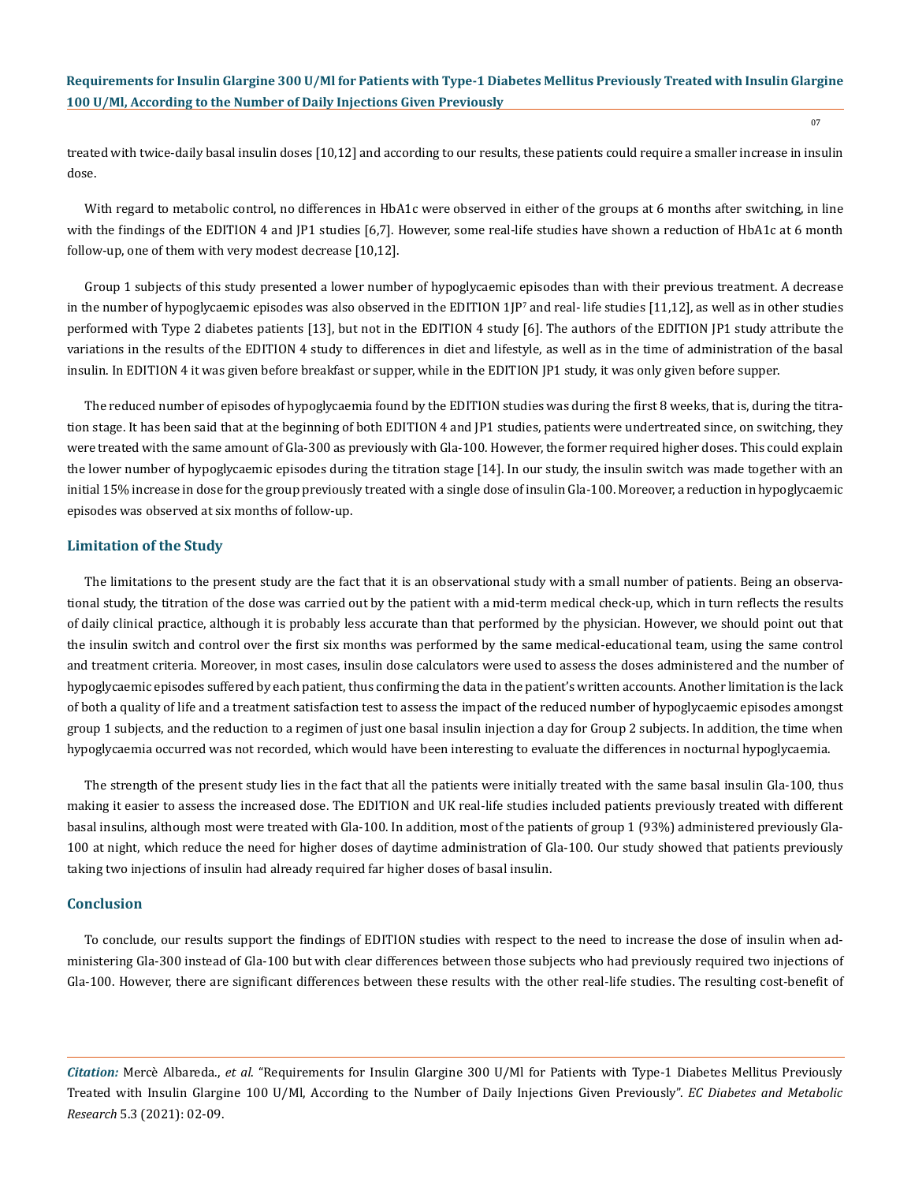treated with twice-daily basal insulin doses [10,12] and according to our results, these patients could require a smaller increase in insulin dose.

With regard to metabolic control, no differences in HbA1c were observed in either of the groups at 6 months after switching, in line with the findings of the EDITION 4 and JP1 studies [6,7]. However, some real-life studies have shown a reduction of HbA1c at 6 month follow-up, one of them with very modest decrease [10,12].

Group 1 subjects of this study presented a lower number of hypoglycaemic episodes than with their previous treatment. A decrease in the number of hypoglycaemic episodes was also observed in the EDITION 1JP[7] and real- life studies [11,12], as well as in other studies performed with Type 2 diabetes patients [13], but not in the EDITION 4 study [6]. The authors of the EDITION JP1 study attribute the variations in the results of the EDITION 4 study to differences in diet and lifestyle, as well as in the time of administration of the basal insulin. In EDITION 4 it was given before breakfast or supper, while in the EDITION JP1 study, it was only given before supper.

The reduced number of episodes of hypoglycaemia found by the EDITION studies was during the first 8 weeks, that is, during the titration stage. It has been said that at the beginning of both EDITION 4 and JP1 studies, patients were undertreated since, on switching, they were treated with the same amount of Gla-300 as previously with Gla-100. However, the former required higher doses. This could explain the lower number of hypoglycaemic episodes during the titration stage [14]. In our study, the insulin switch was made together with an initial 15% increase in dose for the group previously treated with a single dose of insulin Gla-100. Moreover, a reduction in hypoglycaemic episodes was observed at six months of follow-up.

## Limitation of the Study

The limitations to the present study are the fact that it is an observational study with a small number of patients. Being an observational study, the titration of the dose was carried out by the patient with a mid-term medical check-up, which in turn reflects the results of daily clinical practice, although it is probably less accurate than that performed by the physician. However, we should point out that the insulin switch and control over the first six months was performed by the same medical-educational team, using the same control and treatment criteria. Moreover, in most cases, insulin dose calculators were used to assess the doses administered and the number of hypoglycaemic episodes suffered by each patient, thus confirming the data in the patient's written accounts. Another limitation is the lack of both a quality of life and a treatment satisfaction test to assess the impact of the reduced number of hypoglycaemic episodes amongst group 1 subjects, and the reduction to a regimen of just one basal insulin injection a day for Group 2 subjects. In addition, the time when hypoglycaemia occurred was not recorded, which would have been interesting to evaluate the differences in nocturnal hypoglycaemia.

The strength of the present study lies in the fact that all the patients were initially treated with the same basal insulin Gla-100, thus making it easier to assess the increased dose. The EDITION and UK real-life studies included patients previously treated with different basal insulins, although most were treated with Gla-100. In addition, most of the patients of group 1 (93%) administered previously Gla-100 at night, which reduce the need for higher doses of daytime administration of Gla-100. Our study showed that patients previously taking two injections of insulin had already required far higher doses of basal insulin.

## Conclusion

To conclude, our results support the findings of EDITION studies with respect to the need to increase the dose of insulin when administering Gla-300 instead of Gla-100 but with clear differences between those subjects who had previously required two injections of Gla-100. However, there are significant differences between these results with the other real-life studies. The resulting cost-benefit of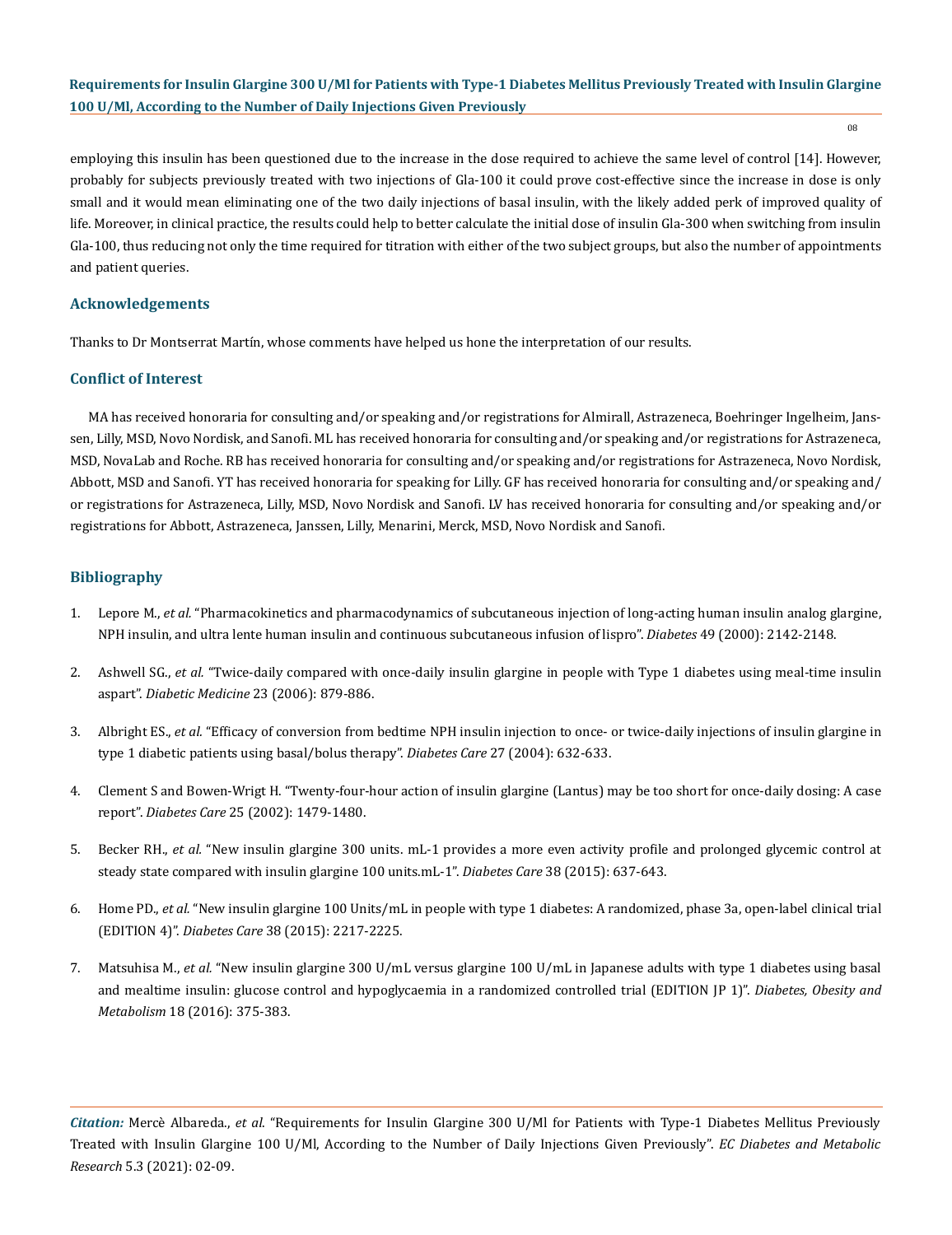employing this insulin has been questioned due to the increase in the dose required to achieve the same level of control [14]. However, probably for subjects previously treated with two injections of Gla-100 it could prove cost-effective since the increase in dose is only small and it would mean eliminating one of the two daily injections of basal insulin, with the likely added perk of improved quality of life. Moreover, in clinical practice, the results could help to better calculate the initial dose of insulin Gla-300 when switching from insulin Gla-100, thus reducing not only the time required for titration with either of the two subject groups, but also the number of appointments and patient queries.

## Acknowledgements

Thanks to Dr Montserrat Martín, whose comments have helped us hone the interpretation of our results.

## Conflict of Interest

MA has received honoraria for consulting and/or speaking and/or registrations for Almirall, Astrazeneca, Boehringer Ingelheim, Janssen, Lilly, MSD, Novo Nordisk, and Sanofi. ML has received honoraria for consulting and/or speaking and/or registrations for Astrazeneca, MSD, NovaLab and Roche. RB has received honoraria for consulting and/or speaking and/or registrations for Astrazeneca, Novo Nordisk, Abbott, MSD and Sanofi. YT has received honoraria for speaking for Lilly. GF has received honoraria for consulting and/or speaking and/or registrations for Astrazeneca, Lilly, MSD, Novo Nordisk and Sanofi. LV has received honoraria for consulting and/or speaking and/or registrations for Abbott, Astrazeneca, Janssen, Lilly, Menarini, Merck, MSD, Novo Nordisk and Sanofi.

## Bibliography

1. Lepore M., *et al.* "Pharmacokinetics and pharmacodynamics of subcutaneous injection of long-acting human insulin analog glargine, NPH insulin, and ultra lente human insulin and continuous subcutaneous infusion of lispro". *Diabetes* 49 (2000): 2142-2148.
2. Ashwell SG., *et al.* "Twice-daily compared with once-daily insulin glargine in people with Type 1 diabetes using meal-time insulin aspart". *Diabetic Medicine* 23 (2006): 879-886.
3. Albright ES., *et al.* "Efficacy of conversion from bedtime NPH insulin injection to once- or twice-daily injections of insulin glargine in type 1 diabetic patients using basal/bolus therapy". *Diabetes Care* 27 (2004): 632-633.
4. Clement S and Bowen-Wrigt H. "Twenty-four-hour action of insulin glargine (Lantus) may be too short for once-daily dosing: A case report". *Diabetes Care* 25 (2002): 1479-1480.
5. Becker RH., *et al.* "New insulin glargine 300 units. mL-1 provides a more even activity profile and prolonged glycemic control at steady state compared with insulin glargine 100 units.mL-1". *Diabetes Care* 38 (2015): 637-643.
6. Home PD., *et al.* "New insulin glargine 100 Units/mL in people with type 1 diabetes: A randomized, phase 3a, open-label clinical trial (EDITION 4)". *Diabetes Care* 38 (2015): 2217-2225.
7. Matsuhisa M., *et al.* "New insulin glargine 300 U/mL versus glargine 100 U/mL in Japanese adults with type 1 diabetes using basal and mealtime insulin: glucose control and hypoglycaemia in a randomized controlled trial (EDITION JP 1)". *Diabetes, Obesity and Metabolism* 18 (2016): 375-383.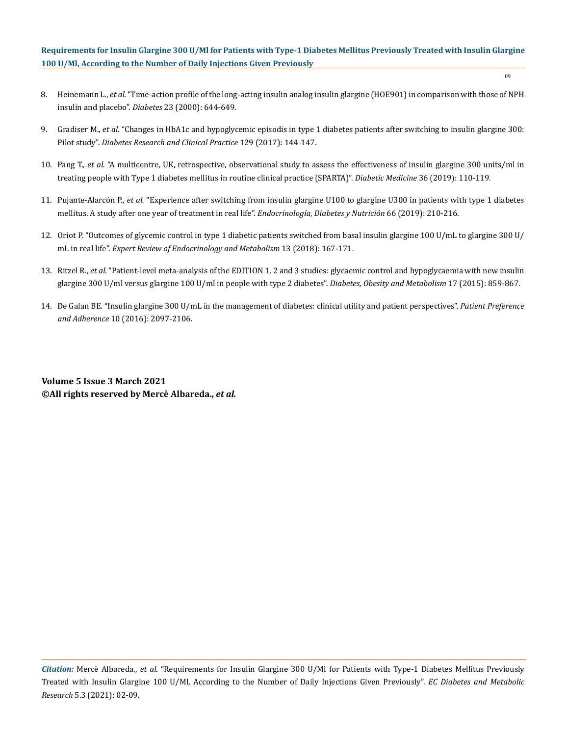8. Heinemann L., *et al.* "Time-action profile of the long-acting insulin analog insulin glargine (HOE901) in comparison with those of NPH insulin and placebo". *Diabetes* 23 (2000): 644-649.

9. Gradiser M., *et al.* "Changes in HbA1c and hypoglycemic episodis in type 1 diabetes patients after switching to insulin glargine 300: Pilot study". *Diabetes Research and Clinical Practice* 129 (2017): 144-147.

10. Pang T., *et al.* "A multicentre, UK, retrospective, observational study to assess the effectiveness of insulin glargine 300 units/ml in treating people with Type 1 diabetes mellitus in routine clinical practice (SPARTA)". *Diabetic Medicine* 36 (2019): 110-119.

11. Pujante-Alarcón P., *et al.* "Experience after switching from insulin glargine U100 to glargine U300 in patients with type 1 diabetes mellitus. A study after one year of treatment in real life". *Endocrinología, Diabetes y Nutrición* 66 (2019): 210-216.

12. Oriot P. "Outcomes of glycemic control in type 1 diabetic patients switched from basal insulin glargine 100 U/mL to glargine 300 U/mL in real life". *Expert Review of Endocrinology and Metabolism* 13 (2018): 167-171.

13. Ritzel R., *et al.* "Patient-level meta-analysis of the EDITION 1, 2 and 3 studies: glycaemic control and hypoglycaemia with new insulin glargine 300 U/ml versus glargine 100 U/ml in people with type 2 diabetes". *Diabetes, Obesity and Metabolism* 17 (2015): 859-867.

14. De Galan BE. "Insulin glargine 300 U/mL in the management of diabetes: clinical utility and patient perspectives". *Patient Preference and Adherence* 10 (2016): 2097-2106.

**Volume 5 Issue 3 March 2021**
**©All rights reserved by Mercè Albareda., *et al.***